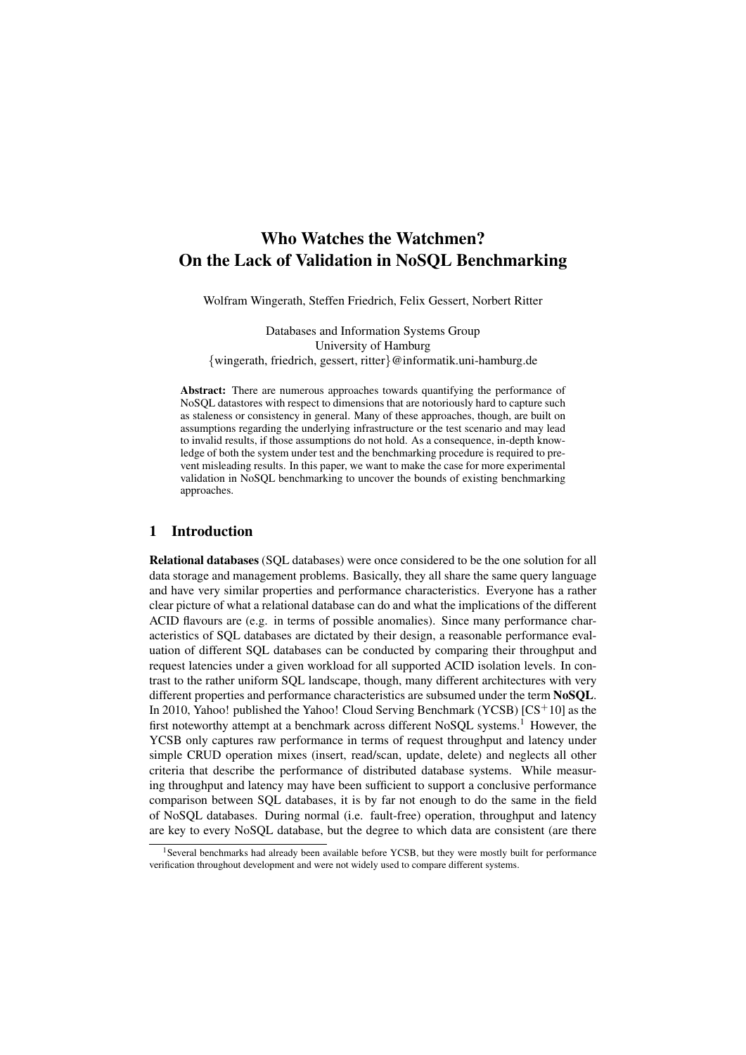# Who Watches the Watchmen?
# On the Lack of Validation in NoSQL Benchmarking

Wolfram Wingerath, Steffen Friedrich, Felix Gessert, Norbert Ritter

Databases and Information Systems Group
University of Hamburg
{wingerath, friedrich, gessert, ritter}@informatik.uni-hamburg.de

**Abstract:** There are numerous approaches towards quantifying the performance of NoSQL datastores with respect to dimensions that are notoriously hard to capture such as staleness or consistency in general. Many of these approaches, though, are built on assumptions regarding the underlying infrastructure or the test scenario and may lead to invalid results, if those assumptions do not hold. As a consequence, in-depth knowledge of both the system under test and the benchmarking procedure is required to prevent misleading results. In this paper, we want to make the case for more experimental validation in NoSQL benchmarking to uncover the bounds of existing benchmarking approaches.

## 1 Introduction

**Relational databases** (SQL databases) were once considered to be the one solution for all data storage and management problems. Basically, they all share the same query language and have very similar properties and performance characteristics. Everyone has a rather clear picture of what a relational database can do and what the implications of the different ACID flavours are (e.g. in terms of possible anomalies). Since many performance characteristics of SQL databases are dictated by their design, a reasonable performance evaluation of different SQL databases can be conducted by comparing their throughput and request latencies under a given workload for all supported ACID isolation levels. In contrast to the rather uniform SQL landscape, though, many different architectures with very different properties and performance characteristics are subsumed under the term **NoSQL**. In 2010, Yahoo! published the Yahoo! Cloud Serving Benchmark (YCSB) [CS$^{+}$10] as the first noteworthy attempt at a benchmark across different NoSQL systems.[1] However, the YCSB only captures raw performance in terms of request throughput and latency under simple CRUD operation mixes (insert, read/scan, update, delete) and neglects all other criteria that describe the performance of distributed database systems. While measuring throughput and latency may have been sufficient to support a conclusive performance comparison between SQL databases, it is by far not enough to do the same in the field of NoSQL databases. During normal (i.e. fault-free) operation, throughput and latency are key to every NoSQL database, but the degree to which data are consistent (are there

[1] Several benchmarks had already been available before YCSB, but they were mostly built for performance verification throughout development and were not widely used to compare different systems.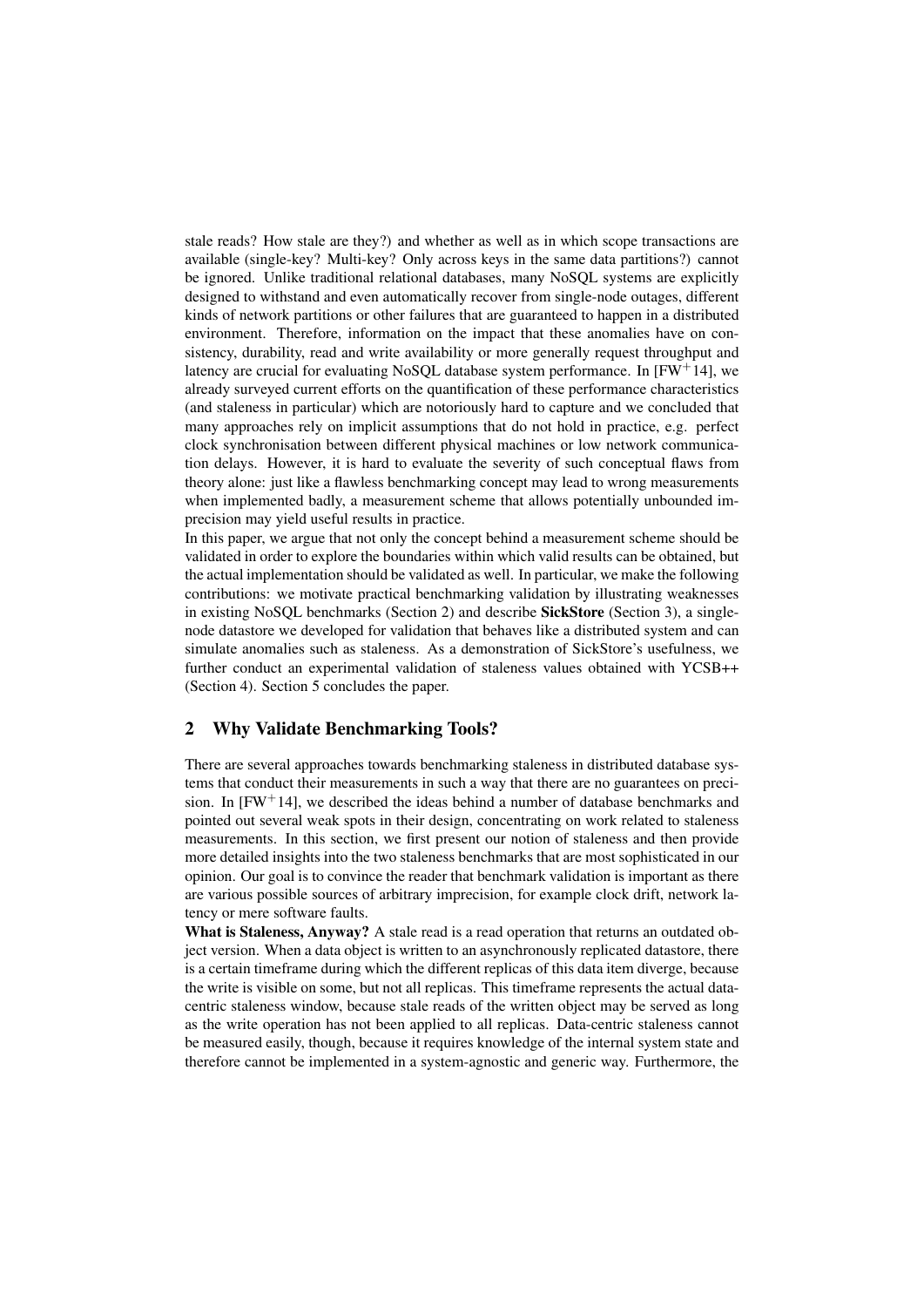stale reads? How stale are they?) and whether as well as in which scope transactions are available (single-key? Multi-key? Only across keys in the same data partitions?) cannot be ignored. Unlike traditional relational databases, many NoSQL systems are explicitly designed to withstand and even automatically recover from single-node outages, different kinds of network partitions or other failures that are guaranteed to happen in a distributed environment. Therefore, information on the impact that these anomalies have on consistency, durability, read and write availability or more generally request throughput and latency are crucial for evaluating NoSQL database system performance. In [FW+14], we already surveyed current efforts on the quantification of these performance characteristics (and staleness in particular) which are notoriously hard to capture and we concluded that many approaches rely on implicit assumptions that do not hold in practice, e.g. perfect clock synchronisation between different physical machines or low network communication delays. However, it is hard to evaluate the severity of such conceptual flaws from theory alone: just like a flawless benchmarking concept may lead to wrong measurements when implemented badly, a measurement scheme that allows potentially unbounded imprecision may yield useful results in practice.

In this paper, we argue that not only the concept behind a measurement scheme should be validated in order to explore the boundaries within which valid results can be obtained, but the actual implementation should be validated as well. In particular, we make the following contributions: we motivate practical benchmarking validation by illustrating weaknesses in existing NoSQL benchmarks (Section 2) and describe **SickStore** (Section 3), a single-node datastore we developed for validation that behaves like a distributed system and can simulate anomalies such as staleness. As a demonstration of SickStore's usefulness, we further conduct an experimental validation of staleness values obtained with YCSB++ (Section 4). Section 5 concludes the paper.

## 2 Why Validate Benchmarking Tools?

There are several approaches towards benchmarking staleness in distributed database systems that conduct their measurements in such a way that there are no guarantees on precision. In [FW+14], we described the ideas behind a number of database benchmarks and pointed out several weak spots in their design, concentrating on work related to staleness measurements. In this section, we first present our notion of staleness and then provide more detailed insights into the two staleness benchmarks that are most sophisticated in our opinion. Our goal is to convince the reader that benchmark validation is important as there are various possible sources of arbitrary imprecision, for example clock drift, network latency or mere software faults.

**What is Staleness, Anyway?** A stale read is a read operation that returns an outdated object version. When a data object is written to an asynchronously replicated datastore, there is a certain timeframe during which the different replicas of this data item diverge, because the write is visible on some, but not all replicas. This timeframe represents the actual data-centric staleness window, because stale reads of the written object may be served as long as the write operation has not been applied to all replicas. Data-centric staleness cannot be measured easily, though, because it requires knowledge of the internal system state and therefore cannot be implemented in a system-agnostic and generic way. Furthermore, the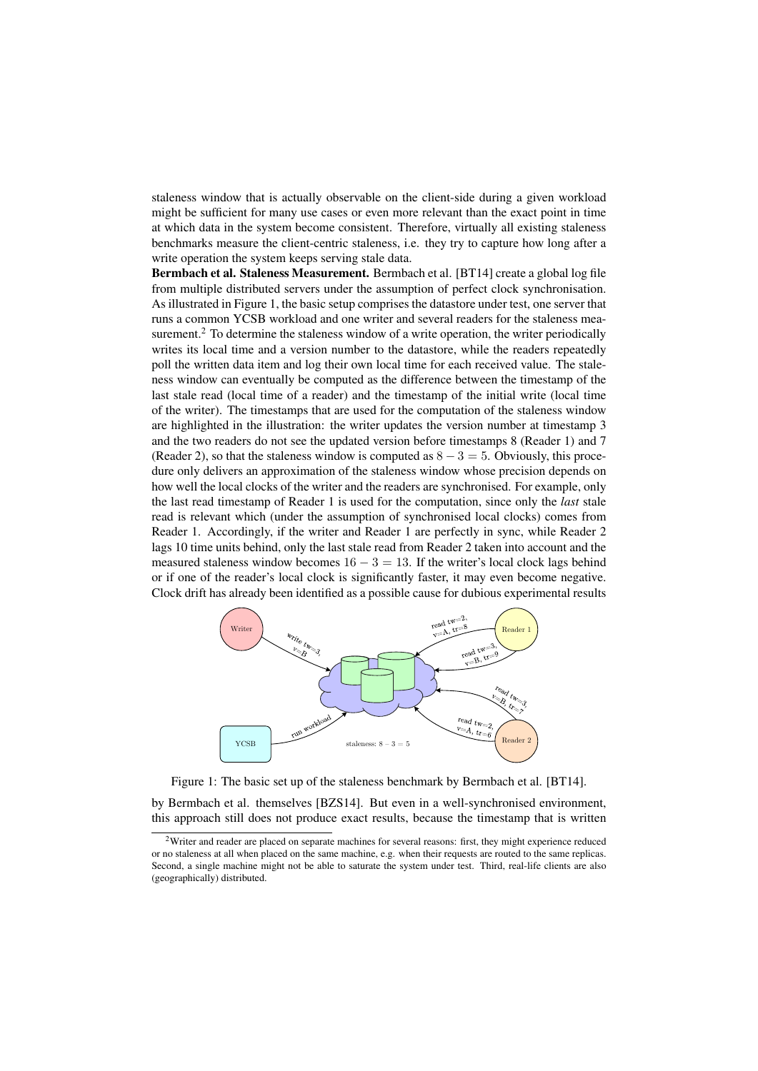staleness window that is actually observable on the client-side during a given workload might be sufficient for many use cases or even more relevant than the exact point in time at which data in the system become consistent. Therefore, virtually all existing staleness benchmarks measure the client-centric staleness, i.e. they try to capture how long after a write operation the system keeps serving stale data.

**Bermbach et al. Staleness Measurement.** Bermbach et al. [BT14] create a global log file from multiple distributed servers under the assumption of perfect clock synchronisation. As illustrated in Figure 1, the basic setup comprises the datastore under test, one server that runs a common YCSB workload and one writer and several readers for the staleness measurement.[2] To determine the staleness window of a write operation, the writer periodically writes its local time and a version number to the datastore, while the readers repeatedly poll the written data item and log their own local time for each received value. The staleness window can eventually be computed as the difference between the timestamp of the last stale read (local time of a reader) and the timestamp of the initial write (local time of the writer). The timestamps that are used for the computation of the staleness window are highlighted in the illustration: the writer updates the version number at timestamp 3 and the two readers do not see the updated version before timestamps 8 (Reader 1) and 7 (Reader 2), so that the staleness window is computed as $8 - 3 = 5$. Obviously, this procedure only delivers an approximation of the staleness window whose precision depends on how well the local clocks of the writer and the readers are synchronised. For example, only the last read timestamp of Reader 1 is used for the computation, since only the *last* stale read is relevant which (under the assumption of synchronised local clocks) comes from Reader 1. Accordingly, if the writer and Reader 1 are perfectly in sync, while Reader 2 lags 10 time units behind, only the last stale read from Reader 2 taken into account and the measured staleness window becomes $16 - 3 = 13$. If the writer's local clock lags behind or if one of the reader's local clock is significantly faster, it may even become negative. Clock drift has already been identified as a possible cause for dubious experimental results

Figure 1: The basic set up of the staleness benchmark by Bermbach et al. [BT14].

by Bermbach et al. themselves [BZS14]. But even in a well-synchronised environment, this approach still does not produce exact results, because the timestamp that is written

[2] Writer and reader are placed on separate machines for several reasons: first, they might experience reduced or no staleness at all when placed on the same machine, e.g. when their requests are routed to the same replicas. Second, a single machine might not be able to saturate the system under test. Third, real-life clients are also (geographically) distributed.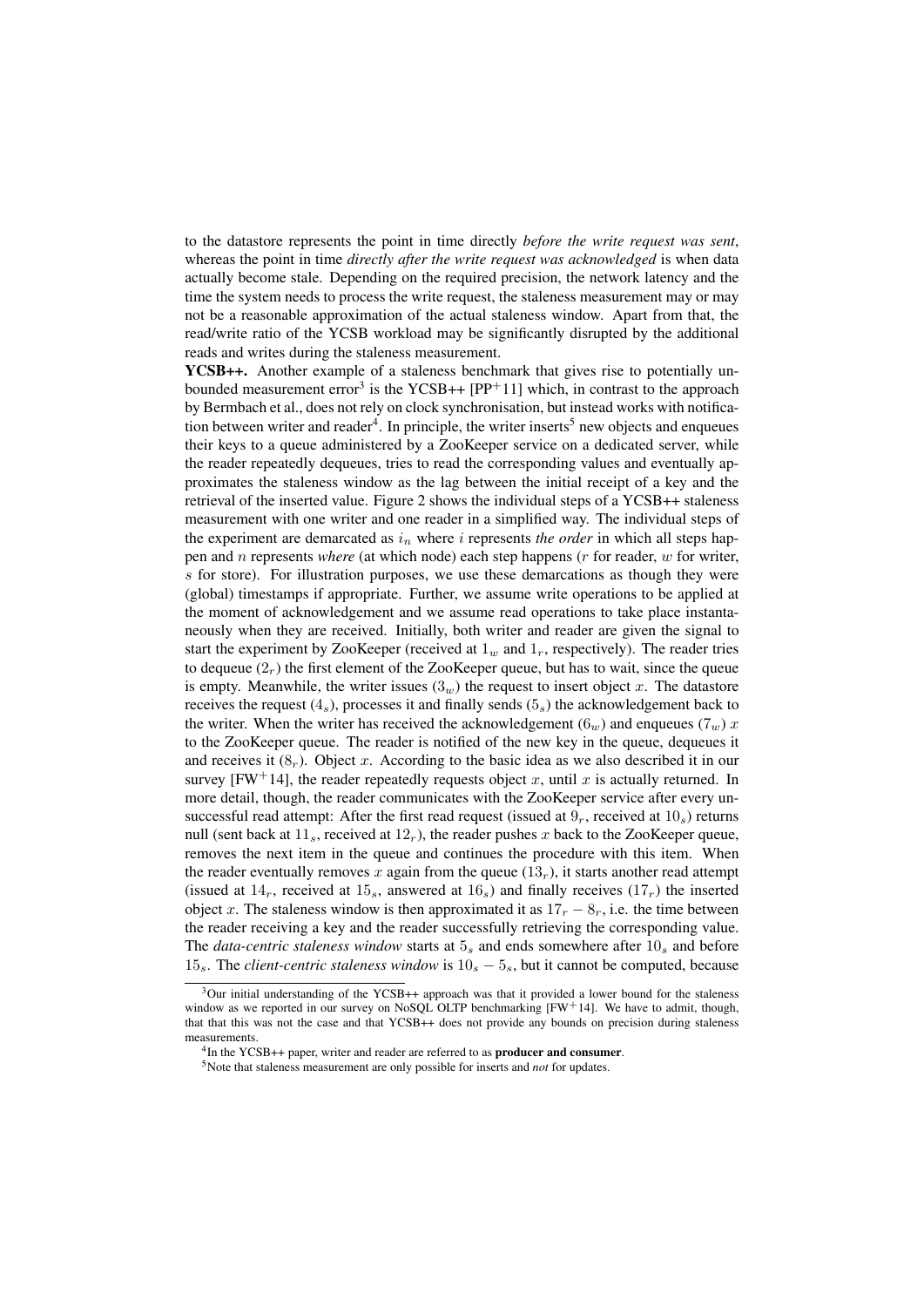to the datastore represents the point in time directly *before the write request was sent*, whereas the point in time *directly after the write request was acknowledged* is when data actually become stale. Depending on the required precision, the network latency and the time the system needs to process the write request, the staleness measurement may or may not be a reasonable approximation of the actual staleness window. Apart from that, the read/write ratio of the YCSB workload may be significantly disrupted by the additional reads and writes during the staleness measurement.

**YCSB++.** Another example of a staleness benchmark that gives rise to potentially unbounded measurement error[3] is the YCSB++ [PP+11] which, in contrast to the approach by Bermbach et al., does not rely on clock synchronisation, but instead works with notification between writer and reader[4]. In principle, the writer inserts[5] new objects and enqueues their keys to a queue administered by a ZooKeeper service on a dedicated server, while the reader repeatedly dequeues, tries to read the corresponding values and eventually approximates the staleness window as the lag between the initial receipt of a key and the retrieval of the inserted value. Figure 2 shows the individual steps of a YCSB++ staleness measurement with one writer and one reader in a simplified way. The individual steps of the experiment are demarcated as $i_n$ where $i$ represents *the order* in which all steps happen and $n$ represents *where* (at which node) each step happens ($r$ for reader, $w$ for writer, $s$ for store). For illustration purposes, we use these demarcations as though they were (global) timestamps if appropriate. Further, we assume write operations to be applied at the moment of acknowledgement and we assume read operations to take place instantaneously when they are received. Initially, both writer and reader are given the signal to start the experiment by ZooKeeper (received at $1_w$ and $1_r$, respectively). The reader tries to dequeue ($2_r$) the first element of the ZooKeeper queue, but has to wait, since the queue is empty. Meanwhile, the writer issues ($3_w$) the request to insert object $x$. The datastore receives the request ($4_s$), processes it and finally sends ($5_s$) the acknowledgement back to the writer. When the writer has received the acknowledgement ($6_w$) and enqueues ($7_w$) $x$ to the ZooKeeper queue. The reader is notified of the new key in the queue, dequeues it and receives it ($8_r$). Object $x$. According to the basic idea as we also described it in our survey [FW+14], the reader repeatedly requests object $x$, until $x$ is actually returned. In more detail, though, the reader communicates with the ZooKeeper service after every unsuccessful read attempt: After the first read request (issued at $9_r$, received at $10_s$) returns null (sent back at $11_s$, received at $12_r$), the reader pushes $x$ back to the ZooKeeper queue, removes the next item in the queue and continues the procedure with this item. When the reader eventually removes $x$ again from the queue ($13_r$), it starts another read attempt (issued at $14_r$, received at $15_s$, answered at $16_s$) and finally receives ($17_r$) the inserted object $x$. The staleness window is then approximated it as $17_r - 8_r$, i.e. the time between the reader receiving a key and the reader successfully retrieving the corresponding value. The *data-centric staleness window* starts at $5_s$ and ends somewhere after $10_s$ and before $15_s$. The *client-centric staleness window* is $10_s - 5_s$, but it cannot be computed, because

[3] Our initial understanding of the YCSB++ approach was that it provided a lower bound for the staleness window as we reported in our survey on NoSQL OLTP benchmarking [FW+14]. We have to admit, though, that that this was not the case and that YCSB++ does not provide any bounds on precision during staleness measurements.

[4] In the YCSB++ paper, writer and reader are referred to as **producer and consumer**.

[5] Note that staleness measurement are only possible for inserts and *not* for updates.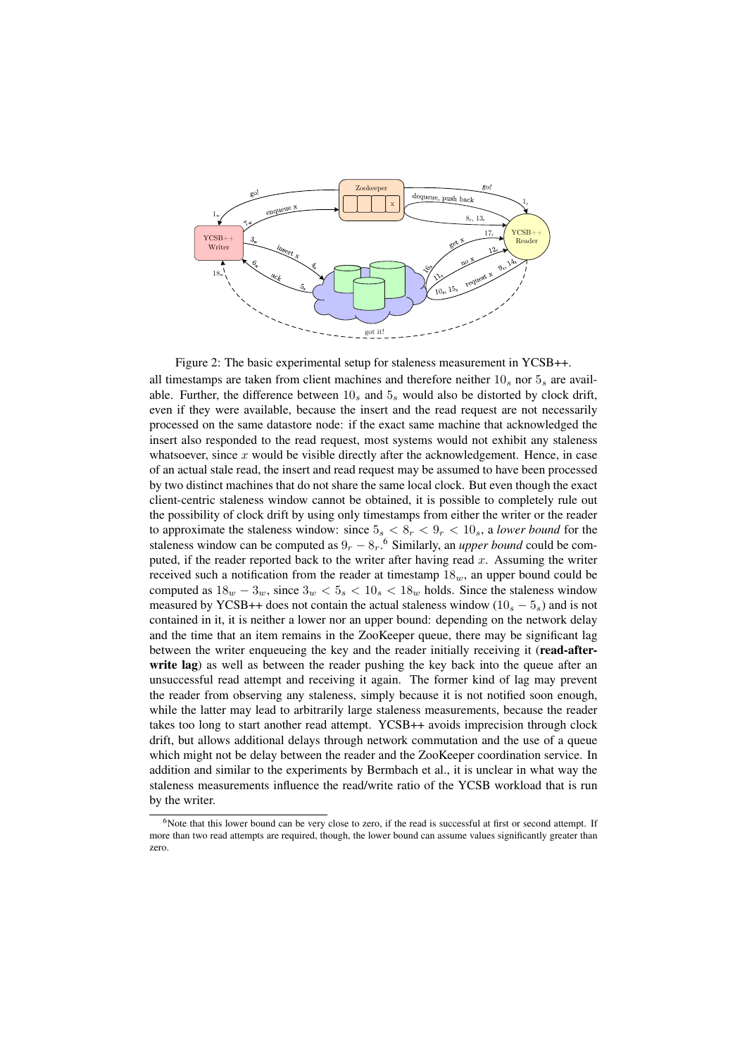Figure 2: The basic experimental setup for staleness measurement in YCSB++.

all timestamps are taken from client machines and therefore neither $10_s$ nor $5_s$ are available. Further, the difference between $10_s$ and $5_s$ would also be distorted by clock drift, even if they were available, because the insert and the read request are not necessarily processed on the same datastore node: if the exact same machine that acknowledged the insert also responded to the read request, most systems would not exhibit any staleness whatsoever, since $x$ would be visible directly after the acknowledgement. Hence, in case of an actual stale read, the insert and read request may be assumed to have been processed by two distinct machines that do not share the same local clock. But even though the exact client-centric staleness window cannot be obtained, it is possible to completely rule out the possibility of clock drift by using only timestamps from either the writer or the reader to approximate the staleness window: since $5_s < 8_r < 9_r < 10_s$, a *lower bound* for the staleness window can be computed as $9_r - 8_r$.[6] Similarly, an *upper bound* could be computed, if the reader reported back to the writer after having read $x$. Assuming the writer received such a notification from the reader at timestamp $18_w$, an upper bound could be computed as $18_w - 3_w$, since $3_w < 5_s < 10_s < 18_w$ holds. Since the staleness window measured by YCSB++ does not contain the actual staleness window ($10_s - 5_s$) and is not contained in it, it is neither a lower nor an upper bound: depending on the network delay and the time that an item remains in the ZooKeeper queue, there may be significant lag between the writer enqueueing the key and the reader initially receiving it (**read-after-write lag**) as well as between the reader pushing the key back into the queue after an unsuccessful read attempt and receiving it again. The former kind of lag may prevent the reader from observing any staleness, simply because it is not notified soon enough, while the latter may lead to arbitrarily large staleness measurements, because the reader takes too long to start another read attempt. YCSB++ avoids imprecision through clock drift, but allows additional delays through network commutation and the use of a queue which might not be delay between the reader and the ZooKeeper coordination service. In addition and similar to the experiments by Bermbach et al., it is unclear in what way the staleness measurements influence the read/write ratio of the YCSB workload that is run by the writer.

[6] Note that this lower bound can be very close to zero, if the read is successful at first or second attempt. If more than two read attempts are required, though, the lower bound can assume values significantly greater than zero.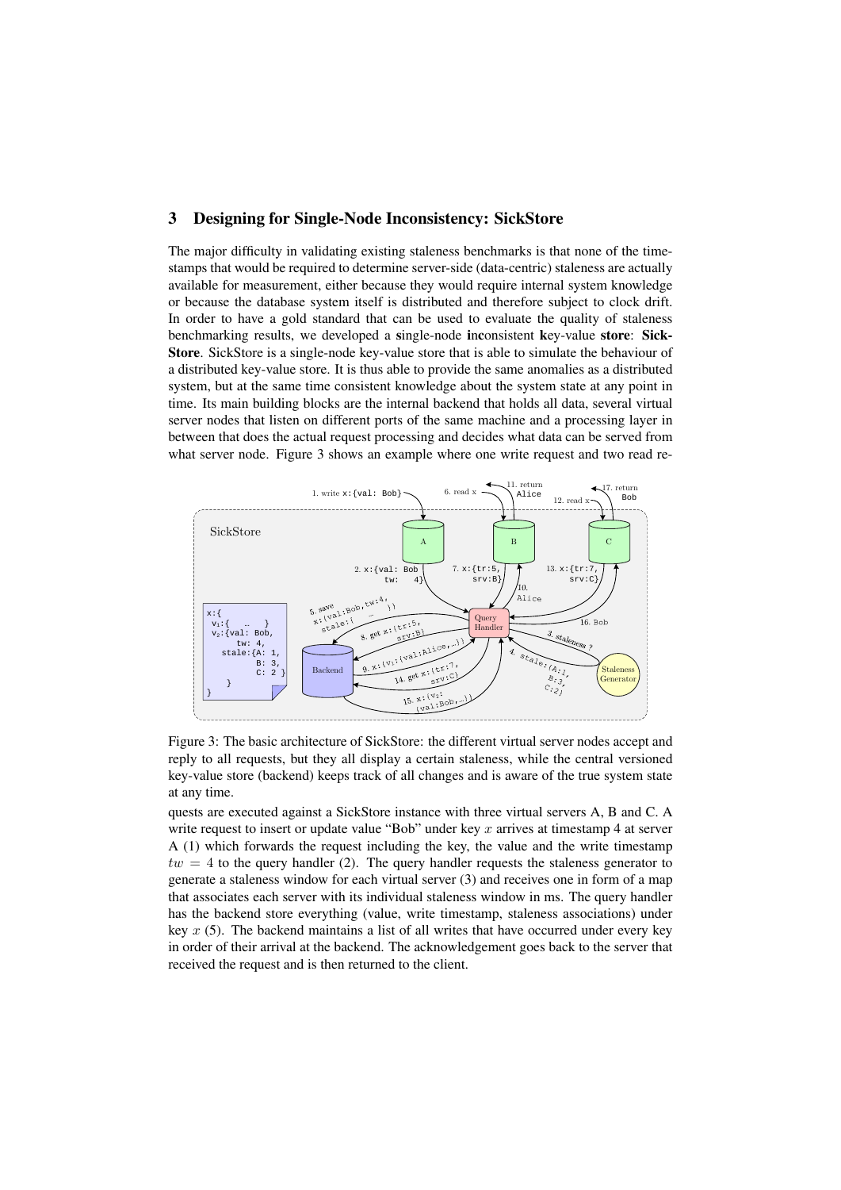## 3 Designing for Single-Node Inconsistency: SickStore

The major difficulty in validating existing staleness benchmarks is that none of the timestamps that would be required to determine server-side (data-centric) staleness are actually available for measurement, either because they would require internal system knowledge or because the database system itself is distributed and therefore subject to clock drift. In order to have a gold standard that can be used to evaluate the quality of staleness benchmarking results, we developed a **s**ingle-node **i**n**c**onsistent **k**ey-value **store**: **SickStore**. SickStore is a single-node key-value store that is able to simulate the behaviour of a distributed key-value store. It is thus able to provide the same anomalies as a distributed system, but at the same time consistent knowledge about the system state at any point in time. Its main building blocks are the internal backend that holds all data, several virtual server nodes that listen on different ports of the same machine and a processing layer in between that does the actual request processing and decides what data can be served from what server node. Figure 3 shows an example where one write request and two read re-

Figure 3: The basic architecture of SickStore: the different virtual server nodes accept and reply to all requests, but they all display a certain staleness, while the central versioned key-value store (backend) keeps track of all changes and is aware of the true system state at any time.

quests are executed against a SickStore instance with three virtual servers A, B and C. A write request to insert or update value "Bob" under key $x$ arrives at timestamp 4 at server A (1) which forwards the request including the key, the value and the write timestamp $tw = 4$ to the query handler (2). The query handler requests the staleness generator to generate a staleness window for each virtual server (3) and receives one in form of a map that associates each server with its individual staleness window in ms. The query handler has the backend store everything (value, write timestamp, staleness associations) under key $x$ (5). The backend maintains a list of all writes that have occurred under every key in order of their arrival at the backend. The acknowledgement goes back to the server that received the request and is then returned to the client.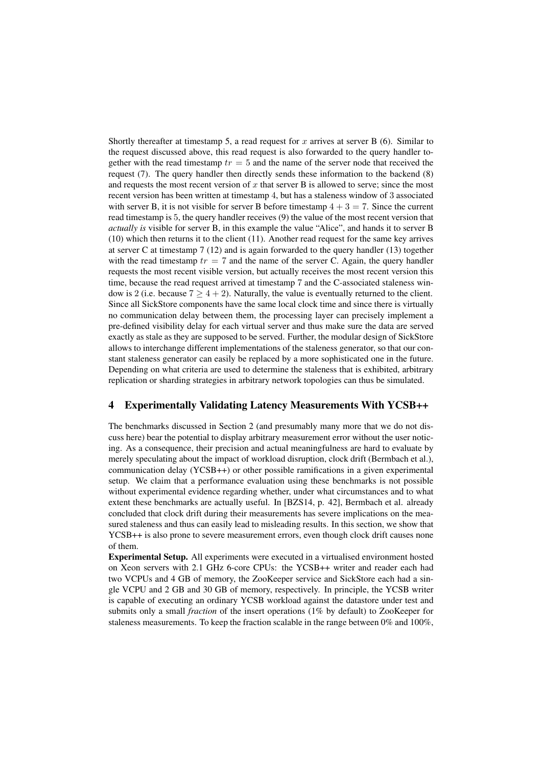Shortly thereafter at timestamp 5, a read request for $x$ arrives at server B (6). Similar to the request discussed above, this read request is also forwarded to the query handler together with the read timestamp $tr = 5$ and the name of the server node that received the request (7). The query handler then directly sends these information to the backend (8) and requests the most recent version of $x$ that server B is allowed to serve; since the most recent version has been written at timestamp 4, but has a staleness window of 3 associated with server B, it is not visible for server B before timestamp $4 + 3 = 7$. Since the current read timestamp is 5, the query handler receives (9) the value of the most recent version that *actually is* visible for server B, in this example the value "Alice", and hands it to server B (10) which then returns it to the client (11). Another read request for the same key arrives at server C at timestamp 7 (12) and is again forwarded to the query handler (13) together with the read timestamp $tr = 7$ and the name of the server C. Again, the query handler requests the most recent visible version, but actually receives the most recent version this time, because the read request arrived at timestamp 7 and the C-associated staleness window is 2 (i.e. because $7 \geq 4 + 2$). Naturally, the value is eventually returned to the client. Since all SickStore components have the same local clock time and since there is virtually no communication delay between them, the processing layer can precisely implement a pre-defined visibility delay for each virtual server and thus make sure the data are served exactly as stale as they are supposed to be served. Further, the modular design of SickStore allows to interchange different implementations of the staleness generator, so that our constant staleness generator can easily be replaced by a more sophisticated one in the future. Depending on what criteria are used to determine the staleness that is exhibited, arbitrary replication or sharding strategies in arbitrary network topologies can thus be simulated.

## 4 Experimentally Validating Latency Measurements With YCSB++

The benchmarks discussed in Section 2 (and presumably many more that we do not discuss here) bear the potential to display arbitrary measurement error without the user noticing. As a consequence, their precision and actual meaningfulness are hard to evaluate by merely speculating about the impact of workload disruption, clock drift (Bermbach et al.), communication delay (YCSB++) or other possible ramifications in a given experimental setup. We claim that a performance evaluation using these benchmarks is not possible without experimental evidence regarding whether, under what circumstances and to what extent these benchmarks are actually useful. In [BZS14, p. 42], Bermbach et al. already concluded that clock drift during their measurements has severe implications on the measured staleness and thus can easily lead to misleading results. In this section, we show that YCSB++ is also prone to severe measurement errors, even though clock drift causes none of them.

**Experimental Setup.** All experiments were executed in a virtualised environment hosted on Xeon servers with 2.1 GHz 6-core CPUs: the YCSB++ writer and reader each had two VCPUs and 4 GB of memory, the ZooKeeper service and SickStore each had a single VCPU and 2 GB and 30 GB of memory, respectively. In principle, the YCSB writer is capable of executing an ordinary YCSB workload against the datastore under test and submits only a small *fraction* of the insert operations (1% by default) to ZooKeeper for staleness measurements. To keep the fraction scalable in the range between 0% and 100%,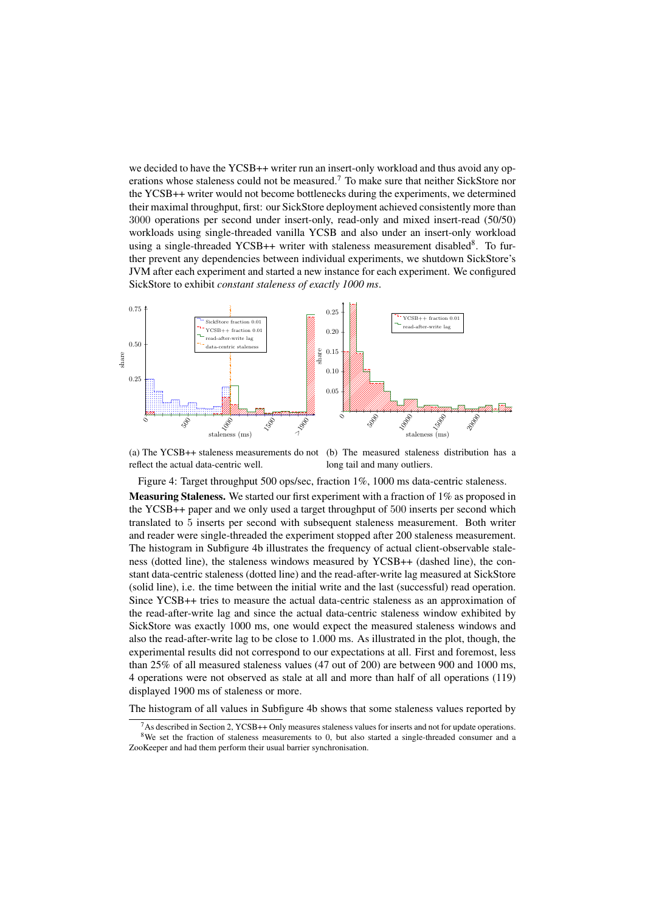we decided to have the YCSB++ writer run an insert-only workload and thus avoid any operations whose staleness could not be measured.[7] To make sure that neither SickStore nor the YCSB++ writer would not become bottlenecks during the experiments, we determined their maximal throughput, first: our SickStore deployment achieved consistently more than 3000 operations per second under insert-only, read-only and mixed insert-read (50/50) workloads using single-threaded vanilla YCSB and also under an insert-only workload using a single-threaded YCSB++ writer with staleness measurement disabled[8]. To further prevent any dependencies between individual experiments, we shutdown SickStore's JVM after each experiment and started a new instance for each experiment. We configured SickStore to exhibit *constant staleness of exactly 1000 ms*.

(a) The YCSB++ staleness measurements do not reflect the actual data-centric well.

(b) The measured staleness distribution has a long tail and many outliers.

Figure 4: Target throughput 500 ops/sec, fraction 1%, 1000 ms data-centric staleness.

**Measuring Staleness.** We started our first experiment with a fraction of 1% as proposed in the YCSB++ paper and we only used a target throughput of 500 inserts per second which translated to 5 inserts per second with subsequent staleness measurement. Both writer and reader were single-threaded the experiment stopped after 200 staleness measurement. The histogram in Subfigure 4b illustrates the frequency of actual client-observable staleness (dotted line), the staleness windows measured by YCSB++ (dashed line), the constant data-centric staleness (dotted line) and the read-after-write lag measured at SickStore (solid line), i.e. the time between the initial write and the last (successful) read operation. Since YCSB++ tries to measure the actual data-centric staleness as an approximation of the read-after-write lag and since the actual data-centric staleness window exhibited by SickStore was exactly 1000 ms, one would expect the measured staleness windows and also the read-after-write lag to be close to 1.000 ms. As illustrated in the plot, though, the experimental results did not correspond to our expectations at all. First and foremost, less than 25% of all measured staleness values (47 out of 200) are between 900 and 1000 ms, 4 operations were not observed as stale at all and more than half of all operations (119) displayed 1900 ms of staleness or more.

The histogram of all values in Subfigure 4b shows that some staleness values reported by

[7] As described in Section 2, YCSB++ Only measures staleness values for inserts and not for update operations.

[8] We set the fraction of staleness measurements to 0, but also started a single-threaded consumer and a ZooKeeper and had them perform their usual barrier synchronisation.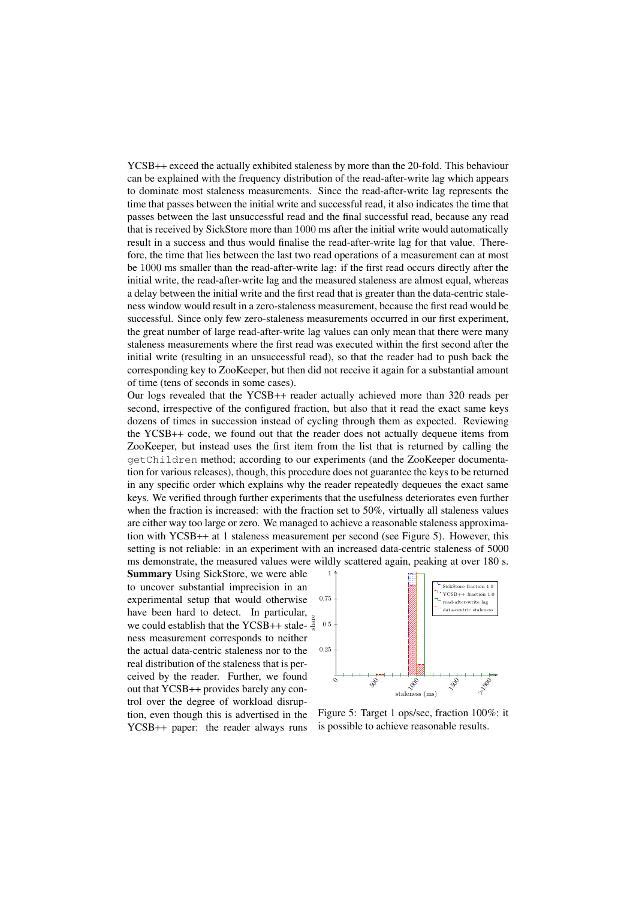YCSB++ exceed the actually exhibited staleness by more than the 20-fold. This behaviour can be explained with the frequency distribution of the read-after-write lag which appears to dominate most staleness measurements. Since the read-after-write lag represents the time that passes between the initial write and successful read, it also indicates the time that passes between the last unsuccessful read and the final successful read, because any read that is received by SickStore more than 1000 ms after the initial write would automatically result in a success and thus would finalise the read-after-write lag for that value. Therefore, the time that lies between the last two read operations of a measurement can at most be 1000 ms smaller than the read-after-write lag: if the first read occurs directly after the initial write, the read-after-write lag and the measured staleness are almost equal, whereas a delay between the initial write and the first read that is greater than the data-centric staleness window would result in a zero-staleness measurement, because the first read would be successful. Since only few zero-staleness measurements occurred in our first experiment, the great number of large read-after-write lag values can only mean that there were many staleness measurements where the first read was executed within the first second after the initial write (resulting in an unsuccessful read), so that the reader had to push back the corresponding key to ZooKeeper, but then did not receive it again for a substantial amount of time (tens of seconds in some cases).

Our logs revealed that the YCSB++ reader actually achieved more than 320 reads per second, irrespective of the configured fraction, but also that it read the exact same keys dozens of times in succession instead of cycling through them as expected. Reviewing the YCSB++ code, we found out that the reader does not actually dequeue items from ZooKeeper, but instead uses the first item from the list that is returned by calling the `getChildren` method; according to our experiments (and the ZooKeeper documentation for various releases), though, this procedure does not guarantee the keys to be returned in any specific order which explains why the reader repeatedly dequeues the exact same keys. We verified through further experiments that the usefulness deteriorates even further when the fraction is increased: with the fraction set to 50%, virtually all staleness values are either way too large or zero. We managed to achieve a reasonable staleness approximation with YCSB++ at 1 staleness measurement per second (see Figure 5). However, this setting is not reliable: in an experiment with an increased data-centric staleness of 5000 ms demonstrate, the measured values were wildly scattered again, peaking at over 180 s.

**Summary** Using SickStore, we were able to uncover substantial imprecision in an experimental setup that would otherwise have been hard to detect. In particular, we could establish that the YCSB++ staleness measurement corresponds to neither the actual data-centric staleness nor to the real distribution of the staleness that is perceived by the reader. Further, we found out that YCSB++ provides barely any control over the degree of workload disruption, even though this is advertised in the YCSB++ paper: the reader always runs

Figure 5: Target 1 ops/sec, fraction 100%: it is possible to achieve reasonable results.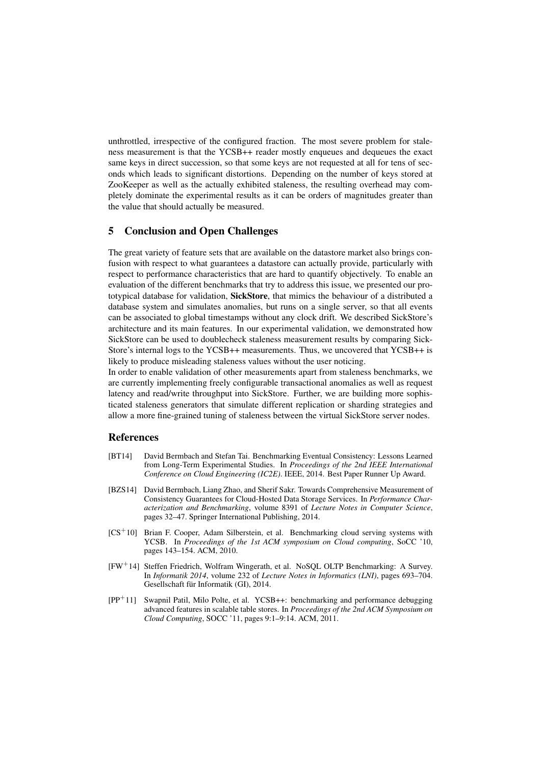unthrottled, irrespective of the configured fraction. The most severe problem for staleness measurement is that the YCSB++ reader mostly enqueues and dequeues the exact same keys in direct succession, so that some keys are not requested at all for tens of seconds which leads to significant distortions. Depending on the number of keys stored at ZooKeeper as well as the actually exhibited staleness, the resulting overhead may completely dominate the experimental results as it can be orders of magnitudes greater than the value that should actually be measured.

## 5 Conclusion and Open Challenges

The great variety of feature sets that are available on the datastore market also brings confusion with respect to what guarantees a datastore can actually provide, particularly with respect to performance characteristics that are hard to quantify objectively. To enable an evaluation of the different benchmarks that try to address this issue, we presented our prototypical database for validation, **SickStore**, that mimics the behaviour of a distributed a database system and simulates anomalies, but runs on a single server, so that all events can be associated to global timestamps without any clock drift. We described SickStore's architecture and its main features. In our experimental validation, we demonstrated how SickStore can be used to doublecheck staleness measurement results by comparing SickStore's internal logs to the YCSB++ measurements. Thus, we uncovered that YCSB++ is likely to produce misleading staleness values without the user noticing.

In order to enable validation of other measurements apart from staleness benchmarks, we are currently implementing freely configurable transactional anomalies as well as request latency and read/write throughput into SickStore. Further, we are building more sophisticated staleness generators that simulate different replication or sharding strategies and allow a more fine-grained tuning of staleness between the virtual SickStore server nodes.

## References

- [BT14] David Bermbach and Stefan Tai. Benchmarking Eventual Consistency: Lessons Learned from Long-Term Experimental Studies. In *Proceedings of the 2nd IEEE International Conference on Cloud Engineering (IC2E)*. IEEE, 2014. Best Paper Runner Up Award.
- [BZS14] David Bermbach, Liang Zhao, and Sherif Sakr. Towards Comprehensive Measurement of Consistency Guarantees for Cloud-Hosted Data Storage Services. In *Performance Characterization and Benchmarking*, volume 8391 of *Lecture Notes in Computer Science*, pages 32–47. Springer International Publishing, 2014.
- [CS+10] Brian F. Cooper, Adam Silberstein, et al. Benchmarking cloud serving systems with YCSB. In *Proceedings of the 1st ACM symposium on Cloud computing*, SoCC '10, pages 143–154. ACM, 2010.
- [FW+14] Steffen Friedrich, Wolfram Wingerath, et al. NoSQL OLTP Benchmarking: A Survey. In *Informatik 2014*, volume 232 of *Lecture Notes in Informatics (LNI)*, pages 693–704. Gesellschaft für Informatik (GI), 2014.
- [PP+11] Swapnil Patil, Milo Polte, et al. YCSB++: benchmarking and performance debugging advanced features in scalable table stores. In *Proceedings of the 2nd ACM Symposium on Cloud Computing*, SOCC '11, pages 9:1–9:14. ACM, 2011.